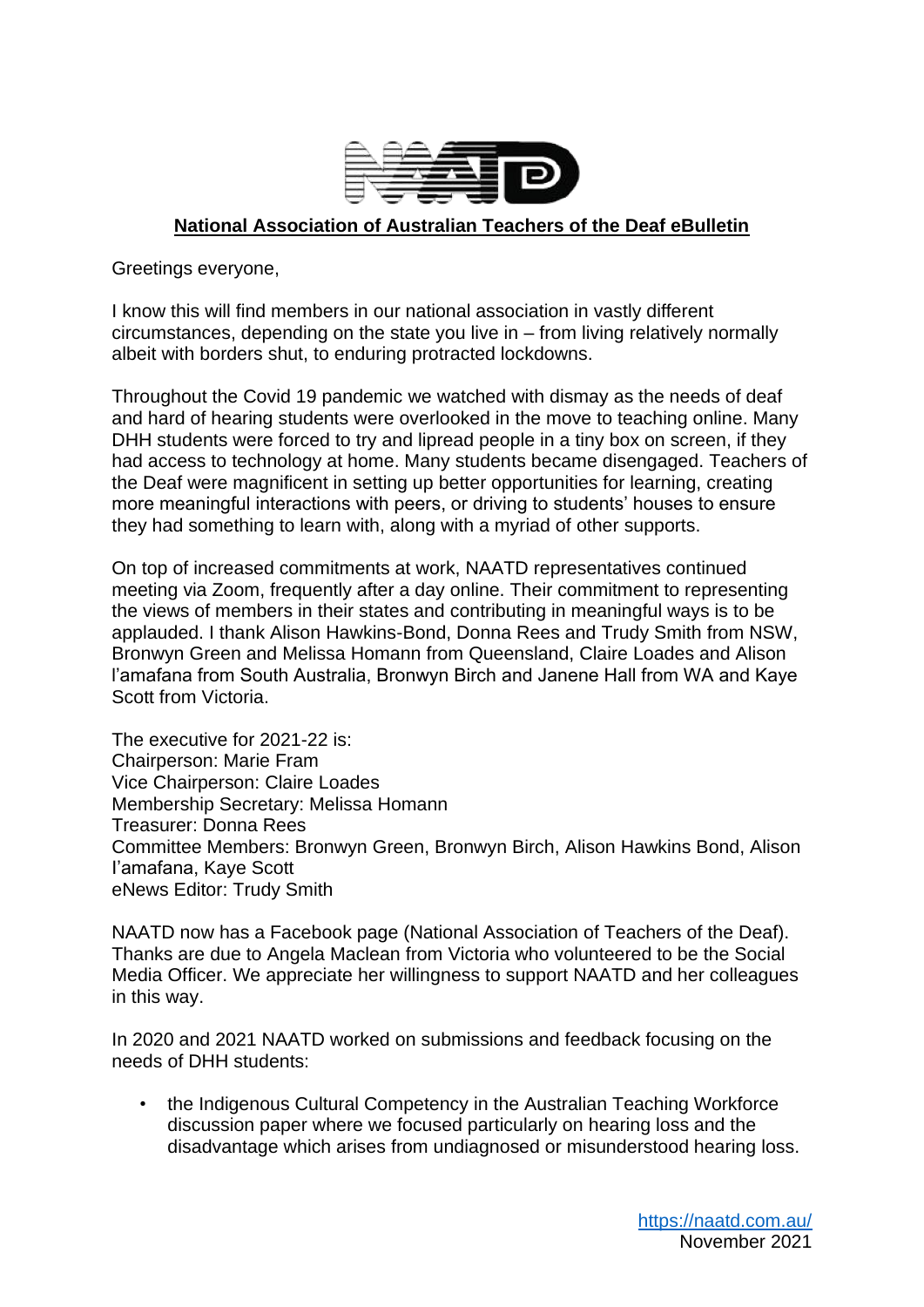**National Association of Australian Teachers of the Deaf eBulletin**

Greetings everyone,

I know this will find members in our national association in vastly different circumstances, depending on the state you live in – from living relatively normally albeit with borders shut, to enduring protracted lockdowns.

Throughout the Covid 19 pandemic we watched with dismay as the needs of deaf and hard of hearing students were overlooked in the move to teaching online. Many DHH students were forced to try and lipread people in a tiny box on screen, if they had access to technology at home. Many students became disengaged. Teachers of the Deaf were magnificent in setting up better opportunities for learning, creating more meaningful interactions with peers, or driving to students' houses to ensure they had something to learn with, along with a myriad of other supports.

On top of increased commitments at work, NAATD representatives continued meeting via Zoom, frequently after a day online. Their commitment to representing the views of members in their states and contributing in meaningful ways is to be applauded. I thank Alison Hawkins-Bond, Donna Rees and Trudy Smith from NSW, Bronwyn Green and Melissa Homann from Queensland, Claire Loades and Alison I'amafana from South Australia, Bronwyn Birch and Janene Hall from WA and Kaye Scott from Victoria.

The executive for 2021-22 is:
Chairperson: Marie Fram
Vice Chairperson: Claire Loades
Membership Secretary: Melissa Homann
Treasurer: Donna Rees
Committee Members: Bronwyn Green, Bronwyn Birch, Alison Hawkins Bond, Alison I'amafana, Kaye Scott
eNews Editor: Trudy Smith

NAATD now has a Facebook page (National Association of Teachers of the Deaf). Thanks are due to Angela Maclean from Victoria who volunteered to be the Social Media Officer. We appreciate her willingness to support NAATD and her colleagues in this way.

In 2020 and 2021 NAATD worked on submissions and feedback focusing on the needs of DHH students:

- the Indigenous Cultural Competency in the Australian Teaching Workforce discussion paper where we focused particularly on hearing loss and the disadvantage which arises from undiagnosed or misunderstood hearing loss.

https://naatd.com.au/
November 2021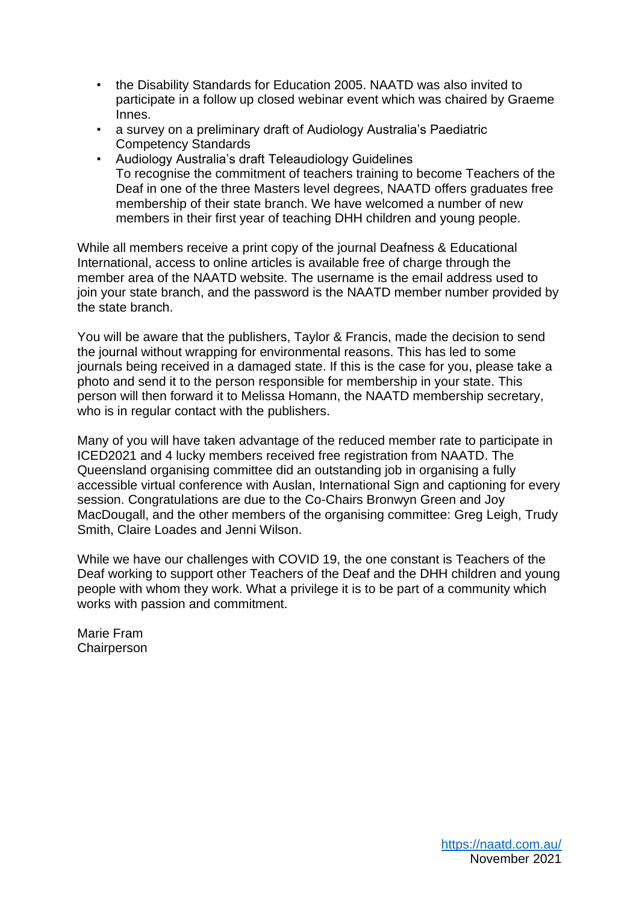- the Disability Standards for Education 2005. NAATD was also invited to participate in a follow up closed webinar event which was chaired by Graeme Innes.
- a survey on a preliminary draft of Audiology Australia's Paediatric Competency Standards
- Audiology Australia's draft Teleaudiology Guidelines

To recognise the commitment of teachers training to become Teachers of the Deaf in one of the three Masters level degrees, NAATD offers graduates free membership of their state branch. We have welcomed a number of new members in their first year of teaching DHH children and young people.

While all members receive a print copy of the journal Deafness & Educational International, access to online articles is available free of charge through the member area of the NAATD website. The username is the email address used to join your state branch, and the password is the NAATD member number provided by the state branch.

You will be aware that the publishers, Taylor & Francis, made the decision to send the journal without wrapping for environmental reasons. This has led to some journals being received in a damaged state. If this is the case for you, please take a photo and send it to the person responsible for membership in your state. This person will then forward it to Melissa Homann, the NAATD membership secretary, who is in regular contact with the publishers.

Many of you will have taken advantage of the reduced member rate to participate in ICED2021 and 4 lucky members received free registration from NAATD. The Queensland organising committee did an outstanding job in organising a fully accessible virtual conference with Auslan, International Sign and captioning for every session. Congratulations are due to the Co-Chairs Bronwyn Green and Joy MacDougall, and the other members of the organising committee: Greg Leigh, Trudy Smith, Claire Loades and Jenni Wilson.

While we have our challenges with COVID 19, the one constant is Teachers of the Deaf working to support other Teachers of the Deaf and the DHH children and young people with whom they work. What a privilege it is to be part of a community which works with passion and commitment.

Marie Fram
Chairperson

https://naatd.com.au/
November 2021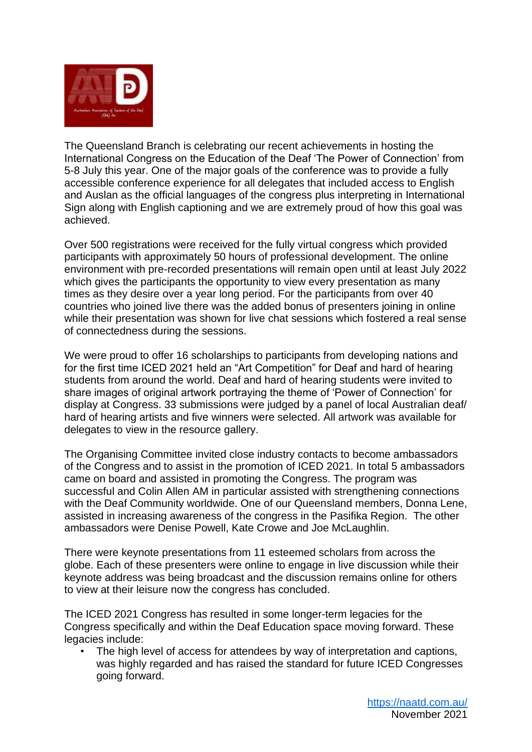The Queensland Branch is celebrating our recent achievements in hosting the International Congress on the Education of the Deaf 'The Power of Connection' from 5-8 July this year. One of the major goals of the conference was to provide a fully accessible conference experience for all delegates that included access to English and Auslan as the official languages of the congress plus interpreting in International Sign along with English captioning and we are extremely proud of how this goal was achieved.

Over 500 registrations were received for the fully virtual congress which provided participants with approximately 50 hours of professional development. The online environment with pre-recorded presentations will remain open until at least July 2022 which gives the participants the opportunity to view every presentation as many times as they desire over a year long period. For the participants from over 40 countries who joined live there was the added bonus of presenters joining in online while their presentation was shown for live chat sessions which fostered a real sense of connectedness during the sessions.

We were proud to offer 16 scholarships to participants from developing nations and for the first time ICED 2021 held an "Art Competition" for Deaf and hard of hearing students from around the world. Deaf and hard of hearing students were invited to share images of original artwork portraying the theme of 'Power of Connection' for display at Congress. 33 submissions were judged by a panel of local Australian deaf/ hard of hearing artists and five winners were selected. All artwork was available for delegates to view in the resource gallery.

The Organising Committee invited close industry contacts to become ambassadors of the Congress and to assist in the promotion of ICED 2021. In total 5 ambassadors came on board and assisted in promoting the Congress. The program was successful and Colin Allen AM in particular assisted with strengthening connections with the Deaf Community worldwide. One of our Queensland members, Donna Lene, assisted in increasing awareness of the congress in the Pasifika Region. The other ambassadors were Denise Powell, Kate Crowe and Joe McLaughlin.

There were keynote presentations from 11 esteemed scholars from across the globe. Each of these presenters were online to engage in live discussion while their keynote address was being broadcast and the discussion remains online for others to view at their leisure now the congress has concluded.

The ICED 2021 Congress has resulted in some longer-term legacies for the Congress specifically and within the Deaf Education space moving forward. These legacies include:

- The high level of access for attendees by way of interpretation and captions, was highly regarded and has raised the standard for future ICED Congresses going forward.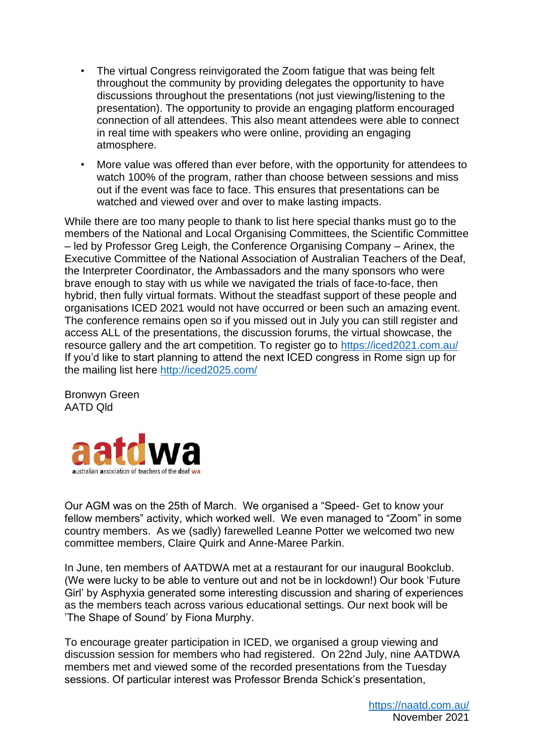- The virtual Congress reinvigorated the Zoom fatigue that was being felt throughout the community by providing delegates the opportunity to have discussions throughout the presentations (not just viewing/listening to the presentation). The opportunity to provide an engaging platform encouraged connection of all attendees. This also meant attendees were able to connect in real time with speakers who were online, providing an engaging atmosphere.
- More value was offered than ever before, with the opportunity for attendees to watch 100% of the program, rather than choose between sessions and miss out if the event was face to face. This ensures that presentations can be watched and viewed over and over to make lasting impacts.

While there are too many people to thank to list here special thanks must go to the members of the National and Local Organising Committees, the Scientific Committee – led by Professor Greg Leigh, the Conference Organising Company – Arinex, the Executive Committee of the National Association of Australian Teachers of the Deaf, the Interpreter Coordinator, the Ambassadors and the many sponsors who were brave enough to stay with us while we navigated the trials of face-to-face, then hybrid, then fully virtual formats. Without the steadfast support of these people and organisations ICED 2021 would not have occurred or been such an amazing event. The conference remains open so if you missed out in July you can still register and access ALL of the presentations, the discussion forums, the virtual showcase, the resource gallery and the art competition. To register go to https://iced2021.com.au/ If you'd like to start planning to attend the next ICED congress in Rome sign up for the mailing list here http://iced2025.com/

Bronwyn Green
AATD Qld

**aatdwa**
australian association of teachers of the deaf wa

Our AGM was on the 25th of March. We organised a "Speed- Get to know your fellow members" activity, which worked well. We even managed to "Zoom" in some country members. As we (sadly) farewelled Leanne Potter we welcomed two new committee members, Claire Quirk and Anne-Maree Parkin.

In June, ten members of AATDWA met at a restaurant for our inaugural Bookclub. (We were lucky to be able to venture out and not be in lockdown!) Our book 'Future Girl' by Asphyxia generated some interesting discussion and sharing of experiences as the members teach across various educational settings. Our next book will be 'The Shape of Sound' by Fiona Murphy.

To encourage greater participation in ICED, we organised a group viewing and discussion session for members who had registered. On 22nd July, nine AATDWA members met and viewed some of the recorded presentations from the Tuesday sessions. Of particular interest was Professor Brenda Schick's presentation,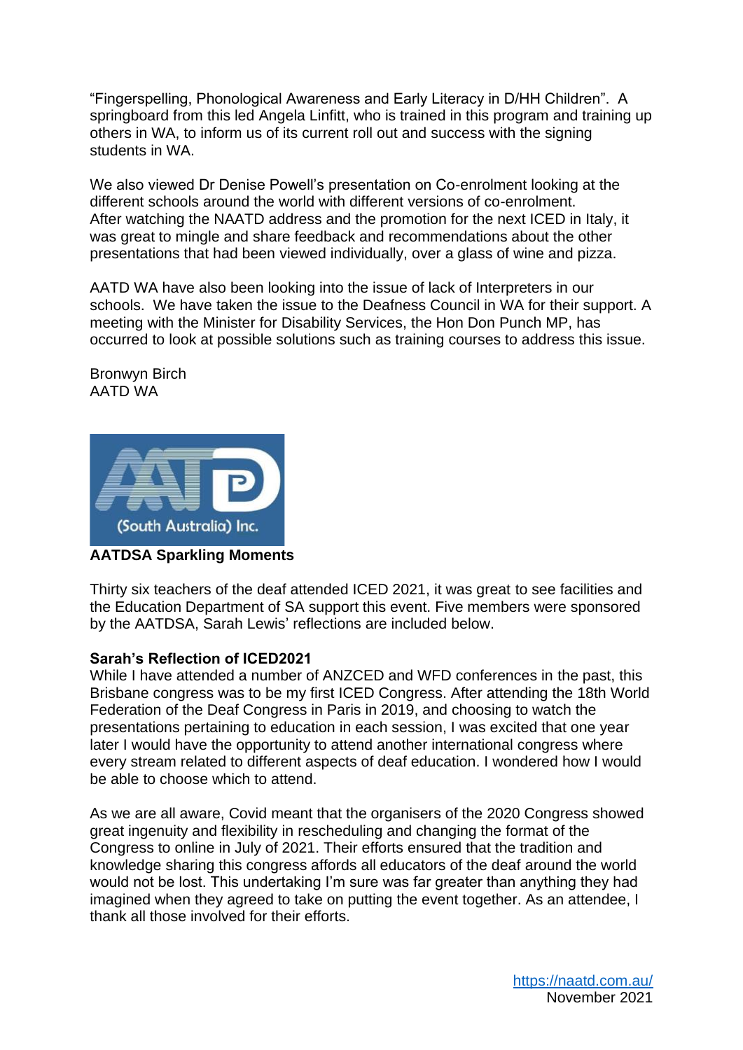"Fingerspelling, Phonological Awareness and Early Literacy in D/HH Children". A springboard from this led Angela Linfitt, who is trained in this program and training up others in WA, to inform us of its current roll out and success with the signing students in WA.

We also viewed Dr Denise Powell's presentation on Co-enrolment looking at the different schools around the world with different versions of co-enrolment. After watching the NAATD address and the promotion for the next ICED in Italy, it was great to mingle and share feedback and recommendations about the other presentations that had been viewed individually, over a glass of wine and pizza.

AATD WA have also been looking into the issue of lack of Interpreters in our schools. We have taken the issue to the Deafness Council in WA for their support. A meeting with the Minister for Disability Services, the Hon Don Punch MP, has occurred to look at possible solutions such as training courses to address this issue.

Bronwyn Birch
AATD WA

**AATDSA Sparkling Moments**

Thirty six teachers of the deaf attended ICED 2021, it was great to see facilities and the Education Department of SA support this event. Five members were sponsored by the AATDSA, Sarah Lewis' reflections are included below.

**Sarah's Reflection of ICED2021**

While I have attended a number of ANZCED and WFD conferences in the past, this Brisbane congress was to be my first ICED Congress. After attending the 18th World Federation of the Deaf Congress in Paris in 2019, and choosing to watch the presentations pertaining to education in each session, I was excited that one year later I would have the opportunity to attend another international congress where every stream related to different aspects of deaf education. I wondered how I would be able to choose which to attend.

As we are all aware, Covid meant that the organisers of the 2020 Congress showed great ingenuity and flexibility in rescheduling and changing the format of the Congress to online in July of 2021. Their efforts ensured that the tradition and knowledge sharing this congress affords all educators of the deaf around the world would not be lost. This undertaking I'm sure was far greater than anything they had imagined when they agreed to take on putting the event together. As an attendee, I thank all those involved for their efforts.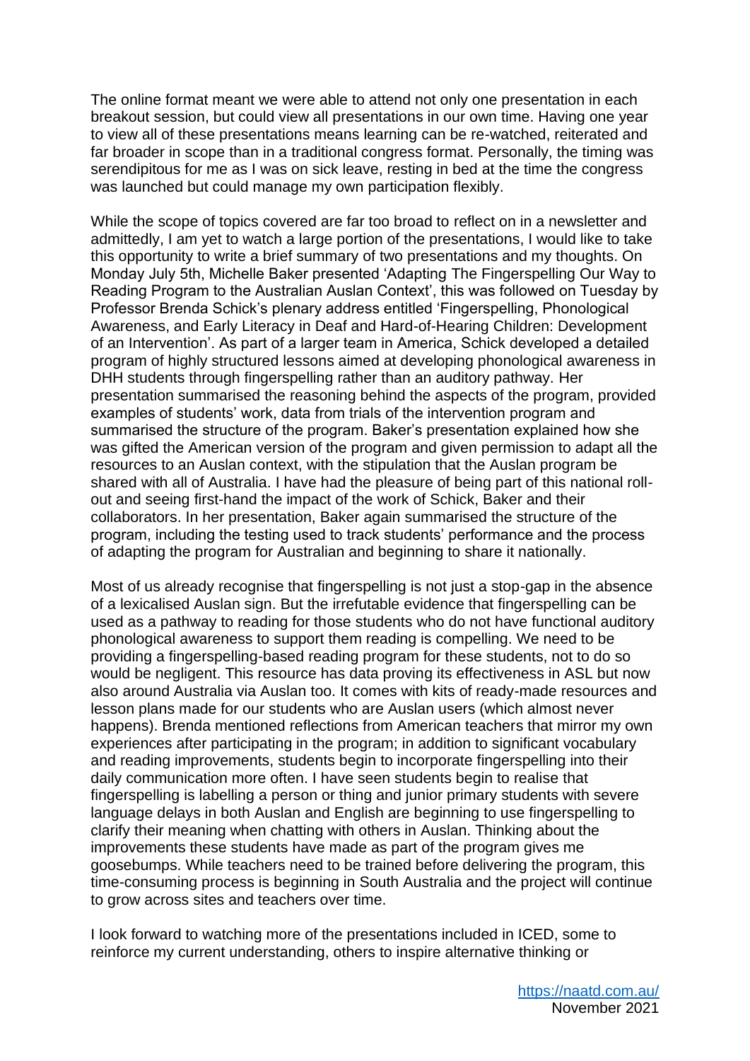The online format meant we were able to attend not only one presentation in each breakout session, but could view all presentations in our own time. Having one year to view all of these presentations means learning can be re-watched, reiterated and far broader in scope than in a traditional congress format. Personally, the timing was serendipitous for me as I was on sick leave, resting in bed at the time the congress was launched but could manage my own participation flexibly.

While the scope of topics covered are far too broad to reflect on in a newsletter and admittedly, I am yet to watch a large portion of the presentations, I would like to take this opportunity to write a brief summary of two presentations and my thoughts. On Monday July 5th, Michelle Baker presented 'Adapting The Fingerspelling Our Way to Reading Program to the Australian Auslan Context', this was followed on Tuesday by Professor Brenda Schick's plenary address entitled 'Fingerspelling, Phonological Awareness, and Early Literacy in Deaf and Hard-of-Hearing Children: Development of an Intervention'. As part of a larger team in America, Schick developed a detailed program of highly structured lessons aimed at developing phonological awareness in DHH students through fingerspelling rather than an auditory pathway. Her presentation summarised the reasoning behind the aspects of the program, provided examples of students' work, data from trials of the intervention program and summarised the structure of the program. Baker's presentation explained how she was gifted the American version of the program and given permission to adapt all the resources to an Auslan context, with the stipulation that the Auslan program be shared with all of Australia. I have had the pleasure of being part of this national roll-out and seeing first-hand the impact of the work of Schick, Baker and their collaborators. In her presentation, Baker again summarised the structure of the program, including the testing used to track students' performance and the process of adapting the program for Australian and beginning to share it nationally.

Most of us already recognise that fingerspelling is not just a stop-gap in the absence of a lexicalised Auslan sign. But the irrefutable evidence that fingerspelling can be used as a pathway to reading for those students who do not have functional auditory phonological awareness to support them reading is compelling. We need to be providing a fingerspelling-based reading program for these students, not to do so would be negligent. This resource has data proving its effectiveness in ASL but now also around Australia via Auslan too. It comes with kits of ready-made resources and lesson plans made for our students who are Auslan users (which almost never happens). Brenda mentioned reflections from American teachers that mirror my own experiences after participating in the program; in addition to significant vocabulary and reading improvements, students begin to incorporate fingerspelling into their daily communication more often. I have seen students begin to realise that fingerspelling is labelling a person or thing and junior primary students with severe language delays in both Auslan and English are beginning to use fingerspelling to clarify their meaning when chatting with others in Auslan. Thinking about the improvements these students have made as part of the program gives me goosebumps. While teachers need to be trained before delivering the program, this time-consuming process is beginning in South Australia and the project will continue to grow across sites and teachers over time.

I look forward to watching more of the presentations included in ICED, some to reinforce my current understanding, others to inspire alternative thinking or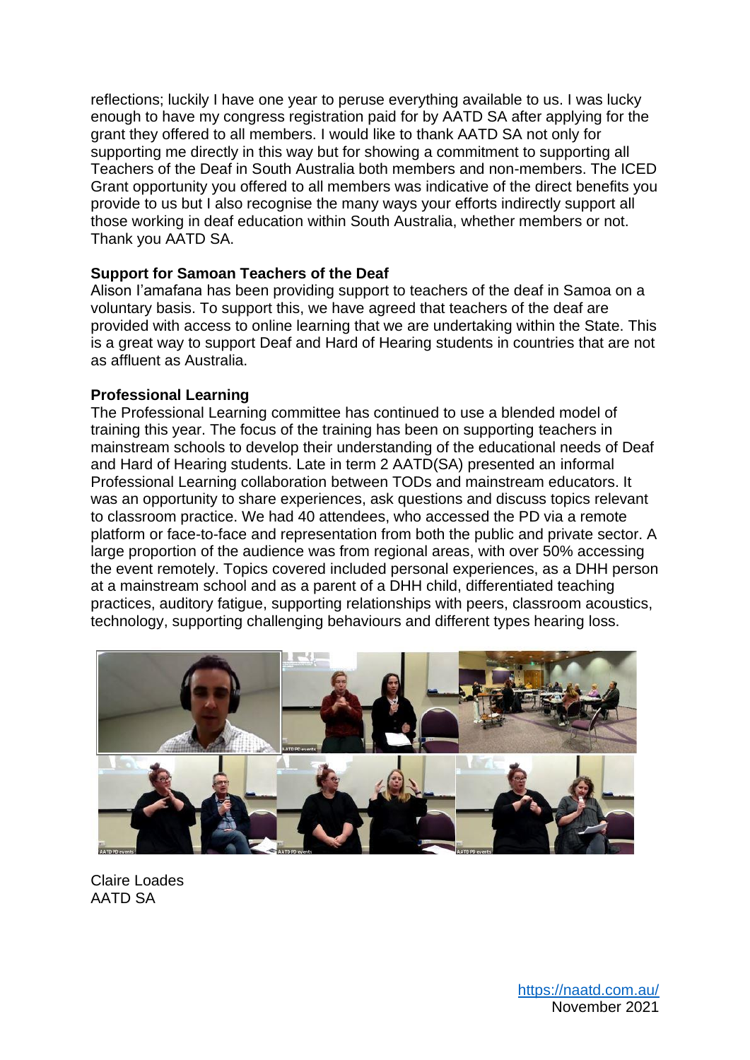reflections; luckily I have one year to peruse everything available to us. I was lucky enough to have my congress registration paid for by AATD SA after applying for the grant they offered to all members. I would like to thank AATD SA not only for supporting me directly in this way but for showing a commitment to supporting all Teachers of the Deaf in South Australia both members and non-members. The ICED Grant opportunity you offered to all members was indicative of the direct benefits you provide to us but I also recognise the many ways your efforts indirectly support all those working in deaf education within South Australia, whether members or not. Thank you AATD SA.

**Support for Samoan Teachers of the Deaf**

Alison I'amafana has been providing support to teachers of the deaf in Samoa on a voluntary basis. To support this, we have agreed that teachers of the deaf are provided with access to online learning that we are undertaking within the State. This is a great way to support Deaf and Hard of Hearing students in countries that are not as affluent as Australia.

**Professional Learning**

The Professional Learning committee has continued to use a blended model of training this year. The focus of the training has been on supporting teachers in mainstream schools to develop their understanding of the educational needs of Deaf and Hard of Hearing students. Late in term 2 AATD(SA) presented an informal Professional Learning collaboration between TODs and mainstream educators. It was an opportunity to share experiences, ask questions and discuss topics relevant to classroom practice. We had 40 attendees, who accessed the PD via a remote platform or face-to-face and representation from both the public and private sector. A large proportion of the audience was from regional areas, with over 50% accessing the event remotely. Topics covered included personal experiences, as a DHH person at a mainstream school and as a parent of a DHH child, differentiated teaching practices, auditory fatigue, supporting relationships with peers, classroom acoustics, technology, supporting challenging behaviours and different types hearing loss.

Claire Loades
AATD SA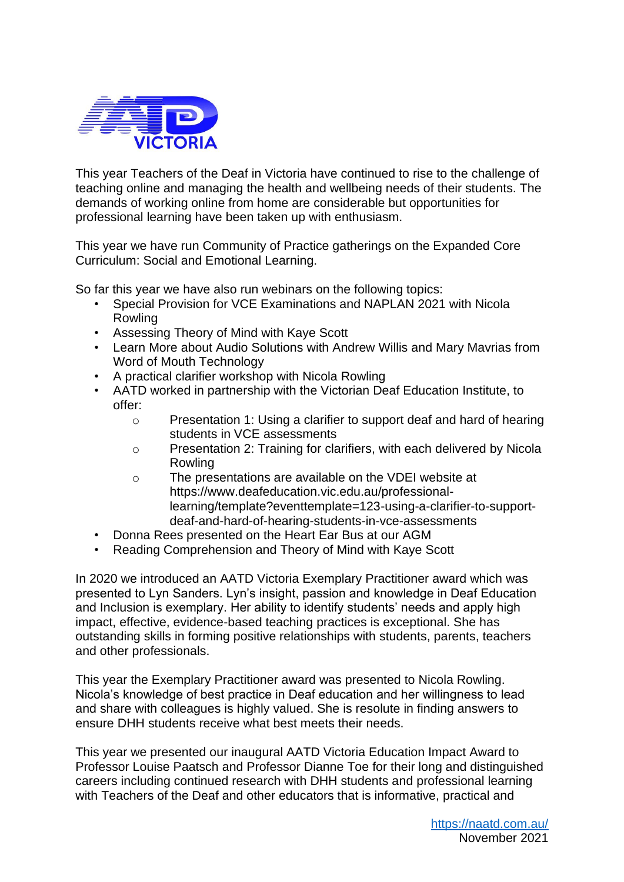This year Teachers of the Deaf in Victoria have continued to rise to the challenge of teaching online and managing the health and wellbeing needs of their students. The demands of working online from home are considerable but opportunities for professional learning have been taken up with enthusiasm.

This year we have run Community of Practice gatherings on the Expanded Core Curriculum: Social and Emotional Learning.

So far this year we have also run webinars on the following topics:

- Special Provision for VCE Examinations and NAPLAN 2021 with Nicola Rowling
- Assessing Theory of Mind with Kaye Scott
- Learn More about Audio Solutions with Andrew Willis and Mary Mavrias from Word of Mouth Technology
- A practical clarifier workshop with Nicola Rowling
- AATD worked in partnership with the Victorian Deaf Education Institute, to offer:
  - Presentation 1: Using a clarifier to support deaf and hard of hearing students in VCE assessments
  - Presentation 2: Training for clarifiers, with each delivered by Nicola Rowling
  - The presentations are available on the VDEI website at https://www.deafeducation.vic.edu.au/professional-learning/template?eventtemplate=123-using-a-clarifier-to-support-deaf-and-hard-of-hearing-students-in-vce-assessments
- Donna Rees presented on the Heart Ear Bus at our AGM
- Reading Comprehension and Theory of Mind with Kaye Scott

In 2020 we introduced an AATD Victoria Exemplary Practitioner award which was presented to Lyn Sanders. Lyn's insight, passion and knowledge in Deaf Education and Inclusion is exemplary. Her ability to identify students' needs and apply high impact, effective, evidence-based teaching practices is exceptional. She has outstanding skills in forming positive relationships with students, parents, teachers and other professionals.

This year the Exemplary Practitioner award was presented to Nicola Rowling. Nicola's knowledge of best practice in Deaf education and her willingness to lead and share with colleagues is highly valued. She is resolute in finding answers to ensure DHH students receive what best meets their needs.

This year we presented our inaugural AATD Victoria Education Impact Award to Professor Louise Paatsch and Professor Dianne Toe for their long and distinguished careers including continued research with DHH students and professional learning with Teachers of the Deaf and other educators that is informative, practical and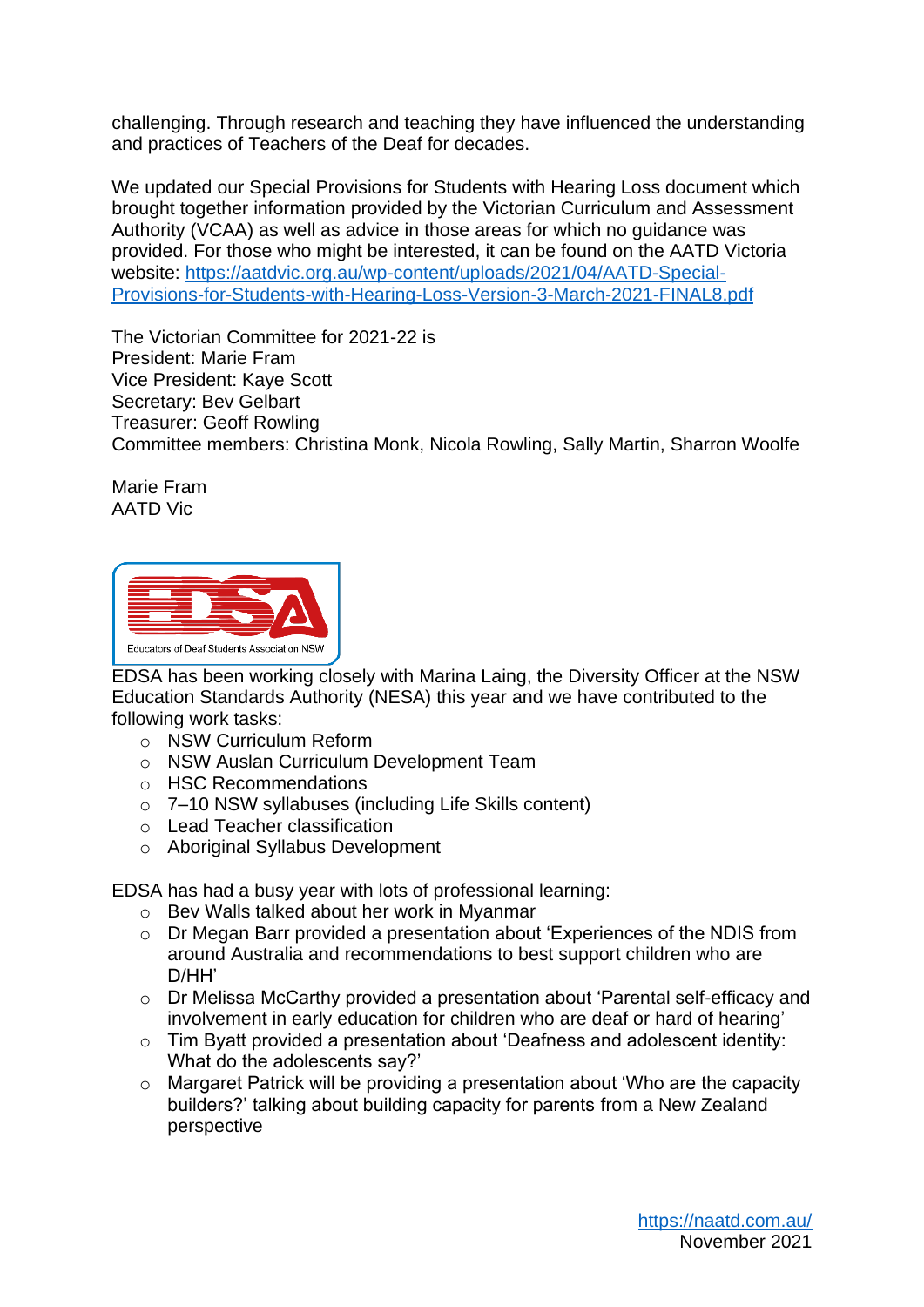challenging. Through research and teaching they have influenced the understanding and practices of Teachers of the Deaf for decades.

We updated our Special Provisions for Students with Hearing Loss document which brought together information provided by the Victorian Curriculum and Assessment Authority (VCAA) as well as advice in those areas for which no guidance was provided. For those who might be interested, it can be found on the AATD Victoria website: https://aatdvic.org.au/wp-content/uploads/2021/04/AATD-Special-Provisions-for-Students-with-Hearing-Loss-Version-3-March-2021-FINAL8.pdf

The Victorian Committee for 2021-22 is
President: Marie Fram
Vice President: Kaye Scott
Secretary: Bev Gelbart
Treasurer: Geoff Rowling
Committee members: Christina Monk, Nicola Rowling, Sally Martin, Sharron Woolfe

Marie Fram
AATD Vic

EDSA
Educators of Deaf Students Association NSW

EDSA has been working closely with Marina Laing, the Diversity Officer at the NSW Education Standards Authority (NESA) this year and we have contributed to the following work tasks:

- NSW Curriculum Reform
- NSW Auslan Curriculum Development Team
- HSC Recommendations
- 7–10 NSW syllabuses (including Life Skills content)
- Lead Teacher classification
- Aboriginal Syllabus Development

EDSA has had a busy year with lots of professional learning:

- Bev Walls talked about her work in Myanmar
- Dr Megan Barr provided a presentation about 'Experiences of the NDIS from around Australia and recommendations to best support children who are D/HH'
- Dr Melissa McCarthy provided a presentation about 'Parental self-efficacy and involvement in early education for children who are deaf or hard of hearing'
- Tim Byatt provided a presentation about 'Deafness and adolescent identity: What do the adolescents say?'
- Margaret Patrick will be providing a presentation about 'Who are the capacity builders?' talking about building capacity for parents from a New Zealand perspective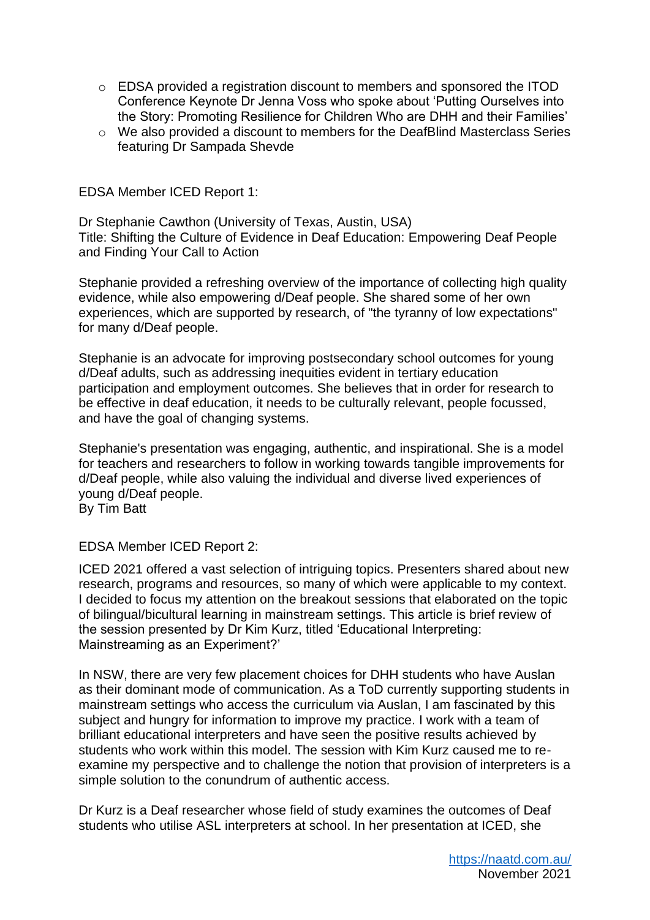- EDSA provided a registration discount to members and sponsored the ITOD Conference Keynote Dr Jenna Voss who spoke about 'Putting Ourselves into the Story: Promoting Resilience for Children Who are DHH and their Families'
- We also provided a discount to members for the DeafBlind Masterclass Series featuring Dr Sampada Shevde

EDSA Member ICED Report 1:

Dr Stephanie Cawthon (University of Texas, Austin, USA)
Title: Shifting the Culture of Evidence in Deaf Education: Empowering Deaf People and Finding Your Call to Action

Stephanie provided a refreshing overview of the importance of collecting high quality evidence, while also empowering d/Deaf people. She shared some of her own experiences, which are supported by research, of "the tyranny of low expectations" for many d/Deaf people.

Stephanie is an advocate for improving postsecondary school outcomes for young d/Deaf adults, such as addressing inequities evident in tertiary education participation and employment outcomes. She believes that in order for research to be effective in deaf education, it needs to be culturally relevant, people focussed, and have the goal of changing systems.

Stephanie's presentation was engaging, authentic, and inspirational. She is a model for teachers and researchers to follow in working towards tangible improvements for d/Deaf people, while also valuing the individual and diverse lived experiences of young d/Deaf people.
By Tim Batt

EDSA Member ICED Report 2:

ICED 2021 offered a vast selection of intriguing topics. Presenters shared about new research, programs and resources, so many of which were applicable to my context. I decided to focus my attention on the breakout sessions that elaborated on the topic of bilingual/bicultural learning in mainstream settings. This article is brief review of the session presented by Dr Kim Kurz, titled 'Educational Interpreting: Mainstreaming as an Experiment?'

In NSW, there are very few placement choices for DHH students who have Auslan as their dominant mode of communication. As a ToD currently supporting students in mainstream settings who access the curriculum via Auslan, I am fascinated by this subject and hungry for information to improve my practice. I work with a team of brilliant educational interpreters and have seen the positive results achieved by students who work within this model. The session with Kim Kurz caused me to re-examine my perspective and to challenge the notion that provision of interpreters is a simple solution to the conundrum of authentic access.

Dr Kurz is a Deaf researcher whose field of study examines the outcomes of Deaf students who utilise ASL interpreters at school. In her presentation at ICED, she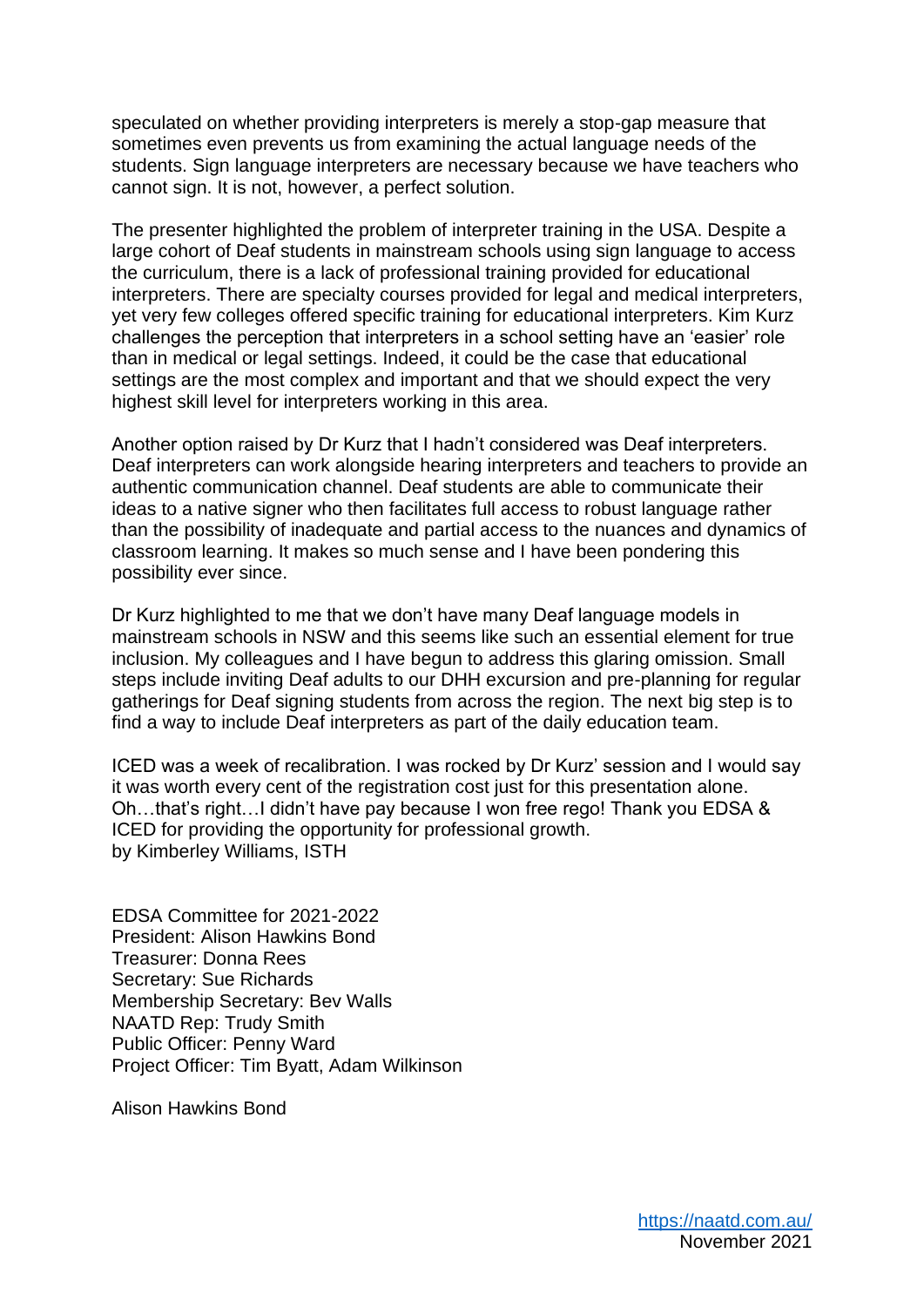speculated on whether providing interpreters is merely a stop-gap measure that sometimes even prevents us from examining the actual language needs of the students. Sign language interpreters are necessary because we have teachers who cannot sign. It is not, however, a perfect solution.

The presenter highlighted the problem of interpreter training in the USA. Despite a large cohort of Deaf students in mainstream schools using sign language to access the curriculum, there is a lack of professional training provided for educational interpreters. There are specialty courses provided for legal and medical interpreters, yet very few colleges offered specific training for educational interpreters. Kim Kurz challenges the perception that interpreters in a school setting have an 'easier' role than in medical or legal settings. Indeed, it could be the case that educational settings are the most complex and important and that we should expect the very highest skill level for interpreters working in this area.

Another option raised by Dr Kurz that I hadn't considered was Deaf interpreters. Deaf interpreters can work alongside hearing interpreters and teachers to provide an authentic communication channel. Deaf students are able to communicate their ideas to a native signer who then facilitates full access to robust language rather than the possibility of inadequate and partial access to the nuances and dynamics of classroom learning. It makes so much sense and I have been pondering this possibility ever since.

Dr Kurz highlighted to me that we don't have many Deaf language models in mainstream schools in NSW and this seems like such an essential element for true inclusion. My colleagues and I have begun to address this glaring omission. Small steps include inviting Deaf adults to our DHH excursion and pre-planning for regular gatherings for Deaf signing students from across the region. The next big step is to find a way to include Deaf interpreters as part of the daily education team.

ICED was a week of recalibration. I was rocked by Dr Kurz' session and I would say it was worth every cent of the registration cost just for this presentation alone. Oh…that's right…I didn't have pay because I won free rego! Thank you EDSA & ICED for providing the opportunity for professional growth.
by Kimberley Williams, ISTH

EDSA Committee for 2021-2022
President: Alison Hawkins Bond
Treasurer: Donna Rees
Secretary: Sue Richards
Membership Secretary: Bev Walls
NAATD Rep: Trudy Smith
Public Officer: Penny Ward
Project Officer: Tim Byatt, Adam Wilkinson

Alison Hawkins Bond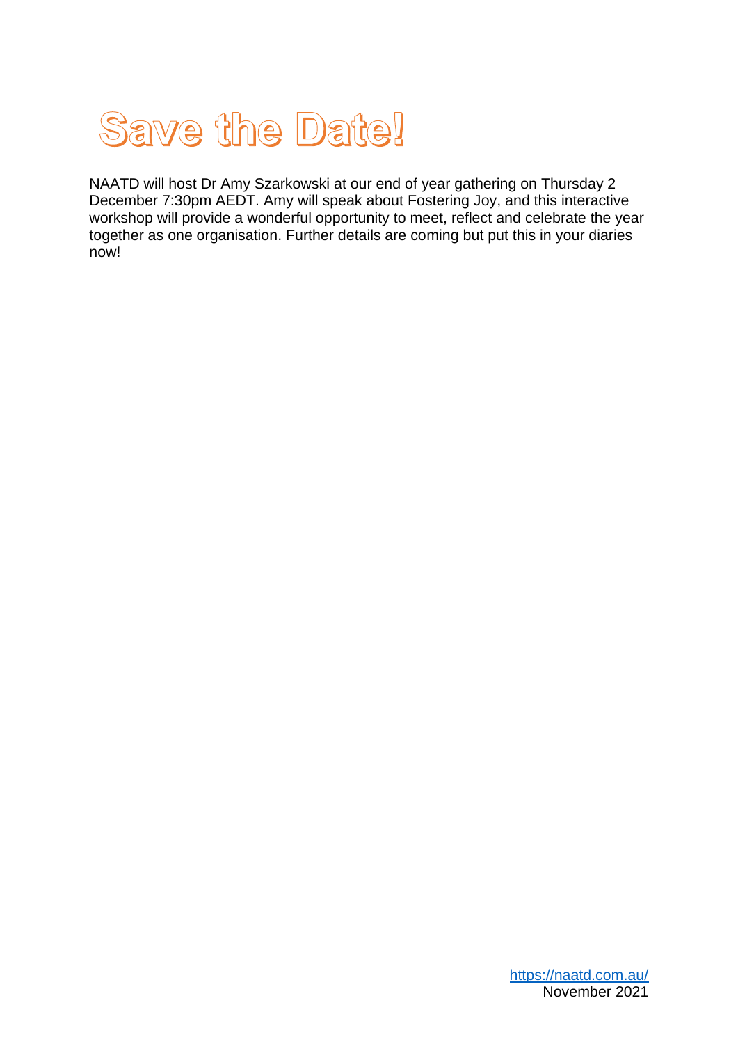# Save the Date!

NAATD will host Dr Amy Szarkowski at our end of year gathering on Thursday 2 December 7:30pm AEDT. Amy will speak about Fostering Joy, and this interactive workshop will provide a wonderful opportunity to meet, reflect and celebrate the year together as one organisation. Further details are coming but put this in your diaries now!